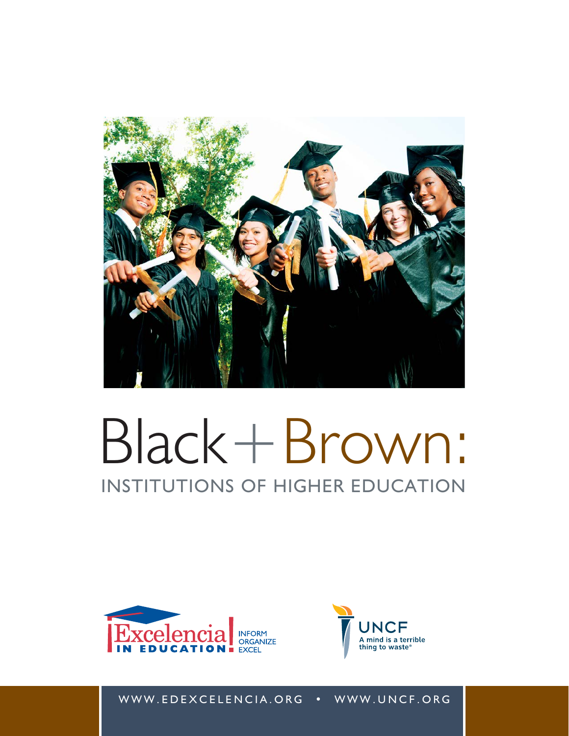# Black + Brown:

## INSTITUTIONS OF HIGHER EDUCATION

¡Excelencia IN EDUCATION! INFORM ORGANIZE EXCEL

UNCF A mind is a terrible thing to waste®

WWW.EDEXCELENCIA.ORG • WWW.UNCF.ORG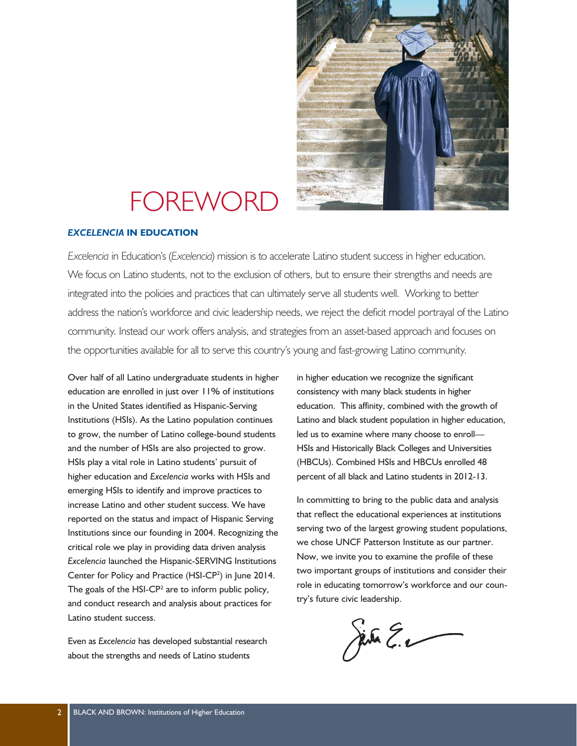# FOREWORD

### *EXCELENCIA* IN EDUCATION

*Excelencia* in Education's (*Excelencia*) mission is to accelerate Latino student success in higher education. We focus on Latino students, not to the exclusion of others, but to ensure their strengths and needs are integrated into the policies and practices that can ultimately serve all students well. Working to better address the nation's workforce and civic leadership needs, we reject the deficit model portrayal of the Latino community. Instead our work offers analysis, and strategies from an asset-based approach and focuses on the opportunities available for all to serve this country's young and fast-growing Latino community.

Over half of all Latino undergraduate students in higher education are enrolled in just over 11% of institutions in the United States identified as Hispanic-Serving Institutions (HSIs). As the Latino population continues to grow, the number of Latino college-bound students and the number of HSIs are also projected to grow. HSIs play a vital role in Latino students' pursuit of higher education and *Excelencia* works with HSIs and emerging HSIs to identify and improve practices to increase Latino and other student success. We have reported on the status and impact of Hispanic Serving Institutions since our founding in 2004. Recognizing the critical role we play in providing data driven analysis *Excelencia* launched the Hispanic-SERVING Institutions Center for Policy and Practice (HSI-CP$^2$) in June 2014. The goals of the HSI-CP$^2$ are to inform public policy, and conduct research and analysis about practices for Latino student success.

Even as *Excelencia* has developed substantial research about the strengths and needs of Latino students in higher education we recognize the significant consistency with many black students in higher education. This affinity, combined with the growth of Latino and black student population in higher education, led us to examine where many choose to enroll—HSIs and Historically Black Colleges and Universities (HBCUs). Combined HSIs and HBCUs enrolled 48 percent of all black and Latino students in 2012-13.

In committing to bring to the public data and analysis that reflect the educational experiences at institutions serving two of the largest growing student populations, we chose UNCF Patterson Institute as our partner. Now, we invite you to examine the profile of these two important groups of institutions and consider their role in educating tomorrow's workforce and our country's future civic leadership.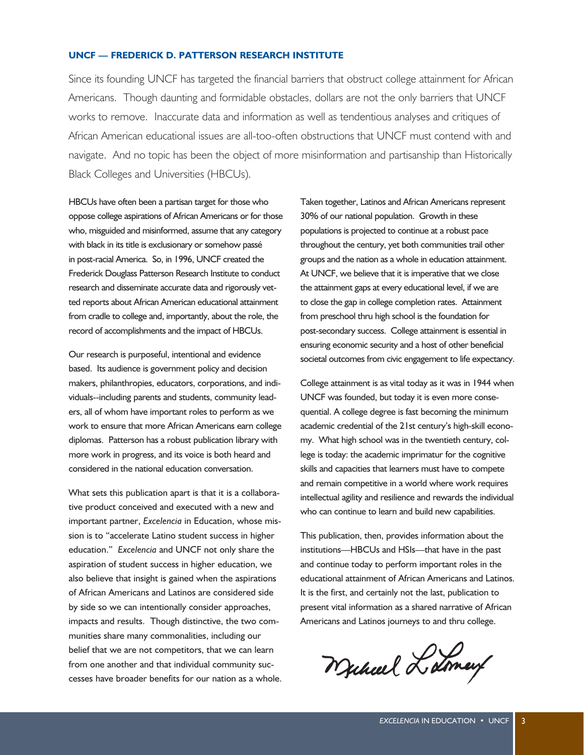## UNCF — FREDERICK D. PATTERSON RESEARCH INSTITUTE

Since its founding UNCF has targeted the financial barriers that obstruct college attainment for African Americans. Though daunting and formidable obstacles, dollars are not the only barriers that UNCF works to remove. Inaccurate data and information as well as tendentious analyses and critiques of African American educational issues are all-too-often obstructions that UNCF must contend with and navigate. And no topic has been the object of more misinformation and partisanship than Historically Black Colleges and Universities (HBCUs).

HBCUs have often been a partisan target for those who oppose college aspirations of African Americans or for those who, misguided and misinformed, assume that any category with black in its title is exclusionary or somehow passé in post-racial America. So, in 1996, UNCF created the Frederick Douglass Patterson Research Institute to conduct research and disseminate accurate data and rigorously vetted reports about African American educational attainment from cradle to college and, importantly, about the role, the record of accomplishments and the impact of HBCUs.

Our research is purposeful, intentional and evidence based. Its audience is government policy and decision makers, philanthropies, educators, corporations, and individuals--including parents and students, community leaders, all of whom have important roles to perform as we work to ensure that more African Americans earn college diplomas. Patterson has a robust publication library with more work in progress, and its voice is both heard and considered in the national education conversation.

What sets this publication apart is that it is a collaborative product conceived and executed with a new and important partner, *Excelencia* in Education, whose mission is to "accelerate Latino student success in higher education." *Excelencia* and UNCF not only share the aspiration of student success in higher education, we also believe that insight is gained when the aspirations of African Americans and Latinos are considered side by side so we can intentionally consider approaches, impacts and results. Though distinctive, the two communities share many commonalities, including our belief that we are not competitors, that we can learn from one another and that individual community successes have broader benefits for our nation as a whole.

Taken together, Latinos and African Americans represent 30% of our national population. Growth in these populations is projected to continue at a robust pace throughout the century, yet both communities trail other groups and the nation as a whole in education attainment. At UNCF, we believe that it is imperative that we close the attainment gaps at every educational level, if we are to close the gap in college completion rates. Attainment from preschool thru high school is the foundation for post-secondary success. College attainment is essential in ensuring economic security and a host of other beneficial societal outcomes from civic engagement to life expectancy.

College attainment is as vital today as it was in 1944 when UNCF was founded, but today it is even more consequential. A college degree is fast becoming the minimum academic credential of the 21st century's high-skill economy. What high school was in the twentieth century, college is today: the academic imprimatur for the cognitive skills and capacities that learners must have to compete and remain competitive in a world where work requires intellectual agility and resilience and rewards the individual who can continue to learn and build new capabilities.

This publication, then, provides information about the institutions—HBCUs and HSIs—that have in the past and continue today to perform important roles in the educational attainment of African Americans and Latinos. It is the first, and certainly not the last, publication to present vital information as a shared narrative of African Americans and Latinos journeys to and thru college.

Michael L. Lomax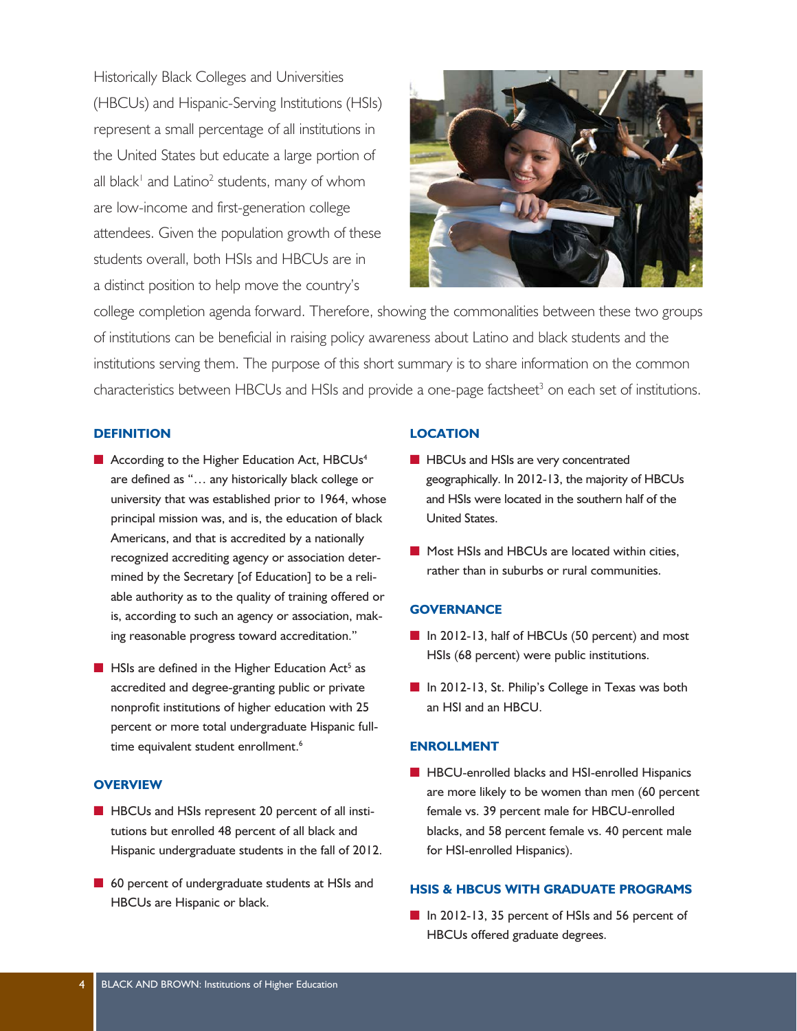Historically Black Colleges and Universities (HBCUs) and Hispanic-Serving Institutions (HSIs) represent a small percentage of all institutions in the United States but educate a large portion of all black[1] and Latino[2] students, many of whom are low-income and first-generation college attendees. Given the population growth of these students overall, both HSIs and HBCUs are in a distinct position to help move the country's college completion agenda forward. Therefore, showing the commonalities between these two groups of institutions can be beneficial in raising policy awareness about Latino and black students and the institutions serving them. The purpose of this short summary is to share information on the common characteristics between HBCUs and HSIs and provide a one-page factsheet[3] on each set of institutions.

### DEFINITION

- According to the Higher Education Act, HBCUs[4] are defined as "… any historically black college or university that was established prior to 1964, whose principal mission was, and is, the education of black Americans, and that is accredited by a nationally recognized accrediting agency or association determined by the Secretary [of Education] to be a reliable authority as to the quality of training offered or is, according to such an agency or association, making reasonable progress toward accreditation."
- HSIs are defined in the Higher Education Act[5] as accredited and degree-granting public or private nonprofit institutions of higher education with 25 percent or more total undergraduate Hispanic full-time equivalent student enrollment.[6]

### OVERVIEW

- HBCUs and HSIs represent 20 percent of all institutions but enrolled 48 percent of all black and Hispanic undergraduate students in the fall of 2012.
- 60 percent of undergraduate students at HSIs and HBCUs are Hispanic or black.

### LOCATION

- HBCUs and HSIs are very concentrated geographically. In 2012-13, the majority of HBCUs and HSIs were located in the southern half of the United States.
- Most HSIs and HBCUs are located within cities, rather than in suburbs or rural communities.

### GOVERNANCE

- In 2012-13, half of HBCUs (50 percent) and most HSIs (68 percent) were public institutions.
- In 2012-13, St. Philip's College in Texas was both an HSI and an HBCU.

### ENROLLMENT

- HBCU-enrolled blacks and HSI-enrolled Hispanics are more likely to be women than men (60 percent female vs. 39 percent male for HBCU-enrolled blacks, and 58 percent female vs. 40 percent male for HSI-enrolled Hispanics).

### HSIS & HBCUS WITH GRADUATE PROGRAMS

- In 2012-13, 35 percent of HSIs and 56 percent of HBCUs offered graduate degrees.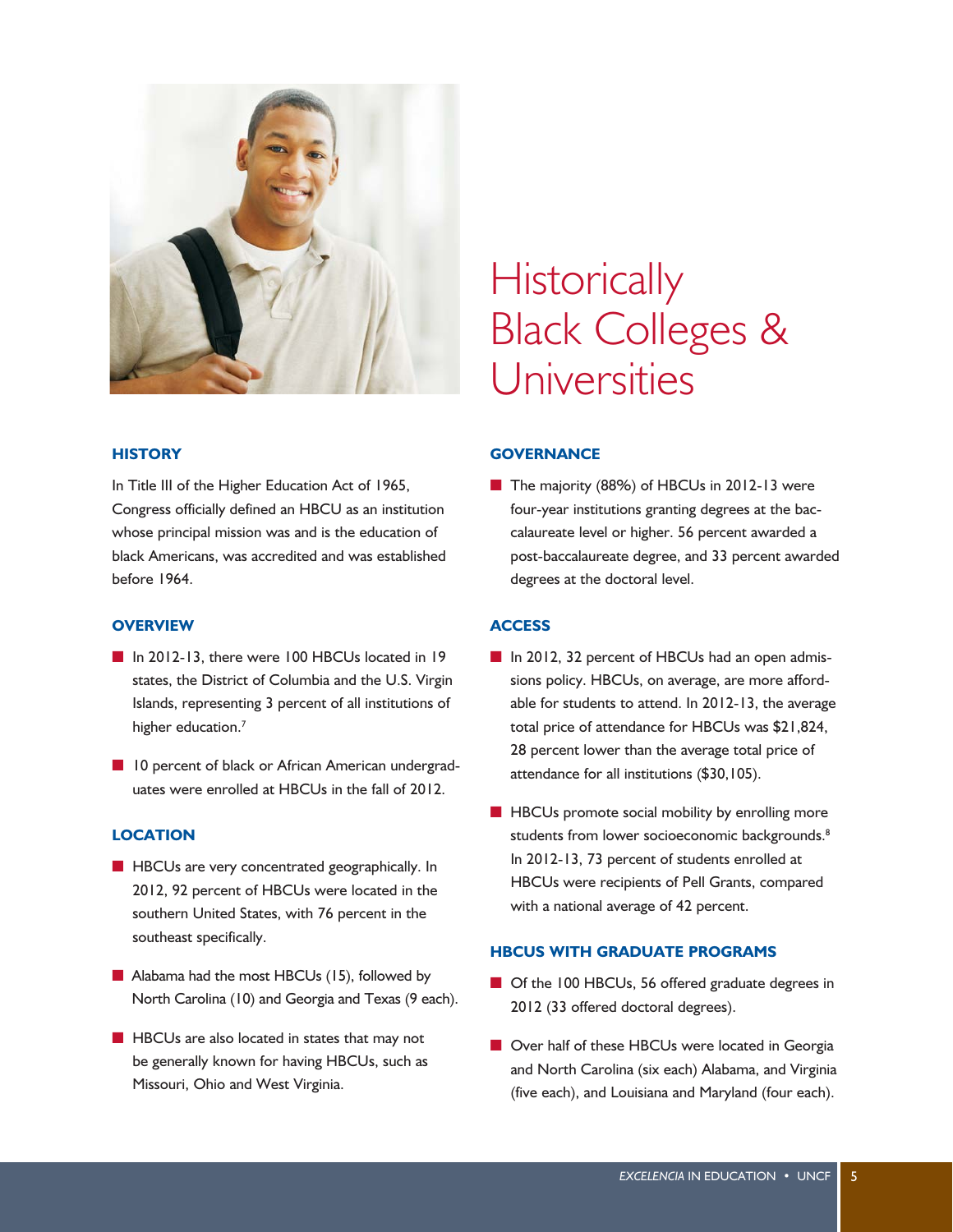# Historically Black Colleges & Universities

### HISTORY

In Title III of the Higher Education Act of 1965, Congress officially defined an HBCU as an institution whose principal mission was and is the education of black Americans, was accredited and was established before 1964.

### OVERVIEW

- In 2012-13, there were 100 HBCUs located in 19 states, the District of Columbia and the U.S. Virgin Islands, representing 3 percent of all institutions of higher education.[7]
- 10 percent of black or African American undergraduates were enrolled at HBCUs in the fall of 2012.

### LOCATION

- HBCUs are very concentrated geographically. In 2012, 92 percent of HBCUs were located in the southern United States, with 76 percent in the southeast specifically.
- Alabama had the most HBCUs (15), followed by North Carolina (10) and Georgia and Texas (9 each).
- HBCUs are also located in states that may not be generally known for having HBCUs, such as Missouri, Ohio and West Virginia.

### GOVERNANCE

- The majority (88%) of HBCUs in 2012-13 were four-year institutions granting degrees at the baccalaureate level or higher. 56 percent awarded a post-baccalaureate degree, and 33 percent awarded degrees at the doctoral level.

### ACCESS

- In 2012, 32 percent of HBCUs had an open admissions policy. HBCUs, on average, are more affordable for students to attend. In 2012-13, the average total price of attendance for HBCUs was $21,824, 28 percent lower than the average total price of attendance for all institutions ($30,105).
- HBCUs promote social mobility by enrolling more students from lower socioeconomic backgrounds.[8] In 2012-13, 73 percent of students enrolled at HBCUs were recipients of Pell Grants, compared with a national average of 42 percent.

### HBCUS WITH GRADUATE PROGRAMS

- Of the 100 HBCUs, 56 offered graduate degrees in 2012 (33 offered doctoral degrees).
- Over half of these HBCUs were located in Georgia and North Carolina (six each) Alabama, and Virginia (five each), and Louisiana and Maryland (four each).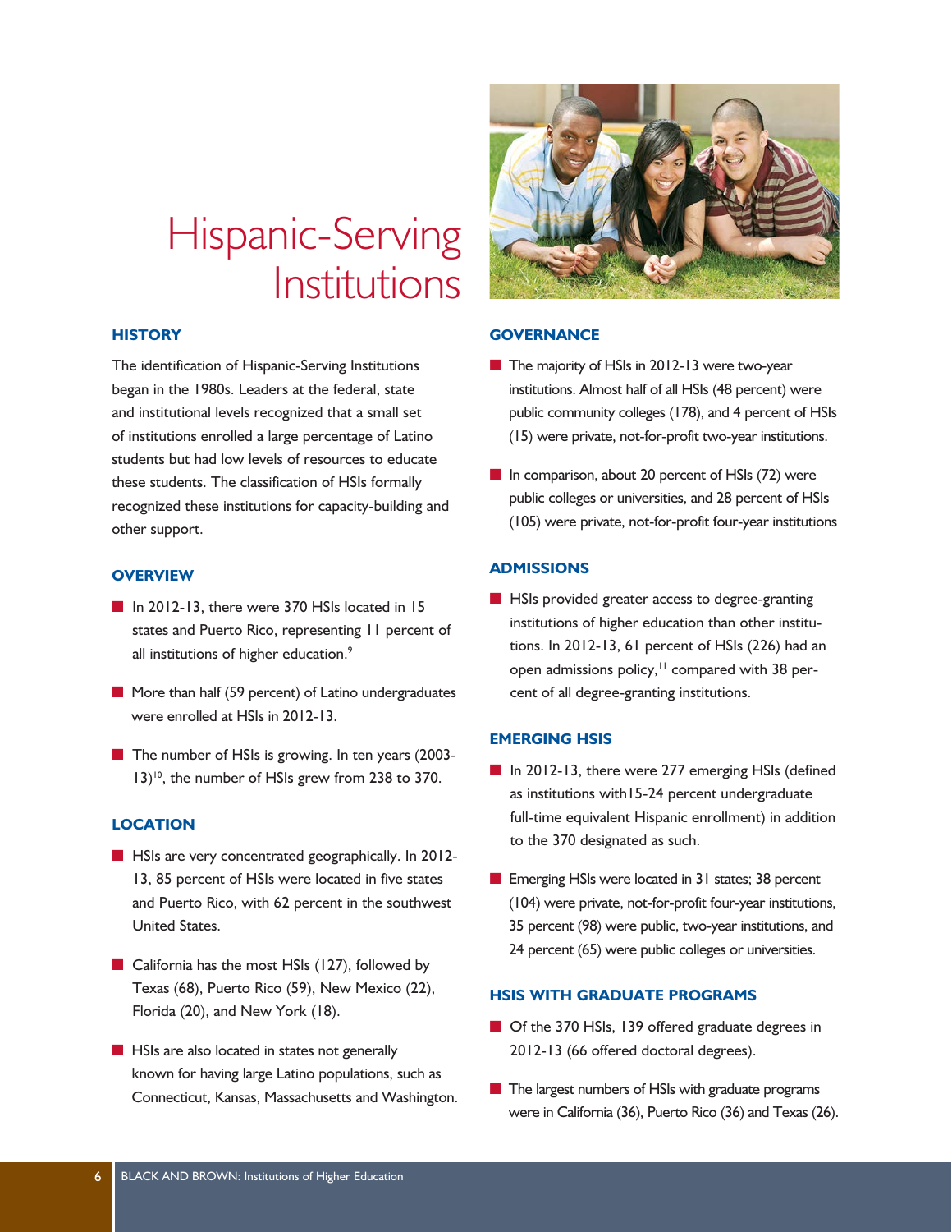# Hispanic-Serving Institutions

## HISTORY

The identification of Hispanic-Serving Institutions began in the 1980s. Leaders at the federal, state and institutional levels recognized that a small set of institutions enrolled a large percentage of Latino students but had low levels of resources to educate these students. The classification of HSIs formally recognized these institutions for capacity-building and other support.

## OVERVIEW

- In 2012-13, there were 370 HSIs located in 15 states and Puerto Rico, representing 11 percent of all institutions of higher education.[9]
- More than half (59 percent) of Latino undergraduates were enrolled at HSIs in 2012-13.
- The number of HSIs is growing. In ten years (2003-13)[10], the number of HSIs grew from 238 to 370.

## LOCATION

- HSIs are very concentrated geographically. In 2012-13, 85 percent of HSIs were located in five states and Puerto Rico, with 62 percent in the southwest United States.
- California has the most HSIs (127), followed by Texas (68), Puerto Rico (59), New Mexico (22), Florida (20), and New York (18).
- HSIs are also located in states not generally known for having large Latino populations, such as Connecticut, Kansas, Massachusetts and Washington.

## GOVERNANCE

- The majority of HSIs in 2012-13 were two-year institutions. Almost half of all HSIs (48 percent) were public community colleges (178), and 4 percent of HSIs (15) were private, not-for-profit two-year institutions.
- In comparison, about 20 percent of HSIs (72) were public colleges or universities, and 28 percent of HSIs (105) were private, not-for-profit four-year institutions

## ADMISSIONS

- HSIs provided greater access to degree-granting institutions of higher education than other institutions. In 2012-13, 61 percent of HSIs (226) had an open admissions policy,[11] compared with 38 percent of all degree-granting institutions.

## EMERGING HSIS

- In 2012-13, there were 277 emerging HSIs (defined as institutions with15-24 percent undergraduate full-time equivalent Hispanic enrollment) in addition to the 370 designated as such.
- Emerging HSIs were located in 31 states; 38 percent (104) were private, not-for-profit four-year institutions, 35 percent (98) were public, two-year institutions, and 24 percent (65) were public colleges or universities.

## HSIS WITH GRADUATE PROGRAMS

- Of the 370 HSIs, 139 offered graduate degrees in 2012-13 (66 offered doctoral degrees).
- The largest numbers of HSIs with graduate programs were in California (36), Puerto Rico (36) and Texas (26).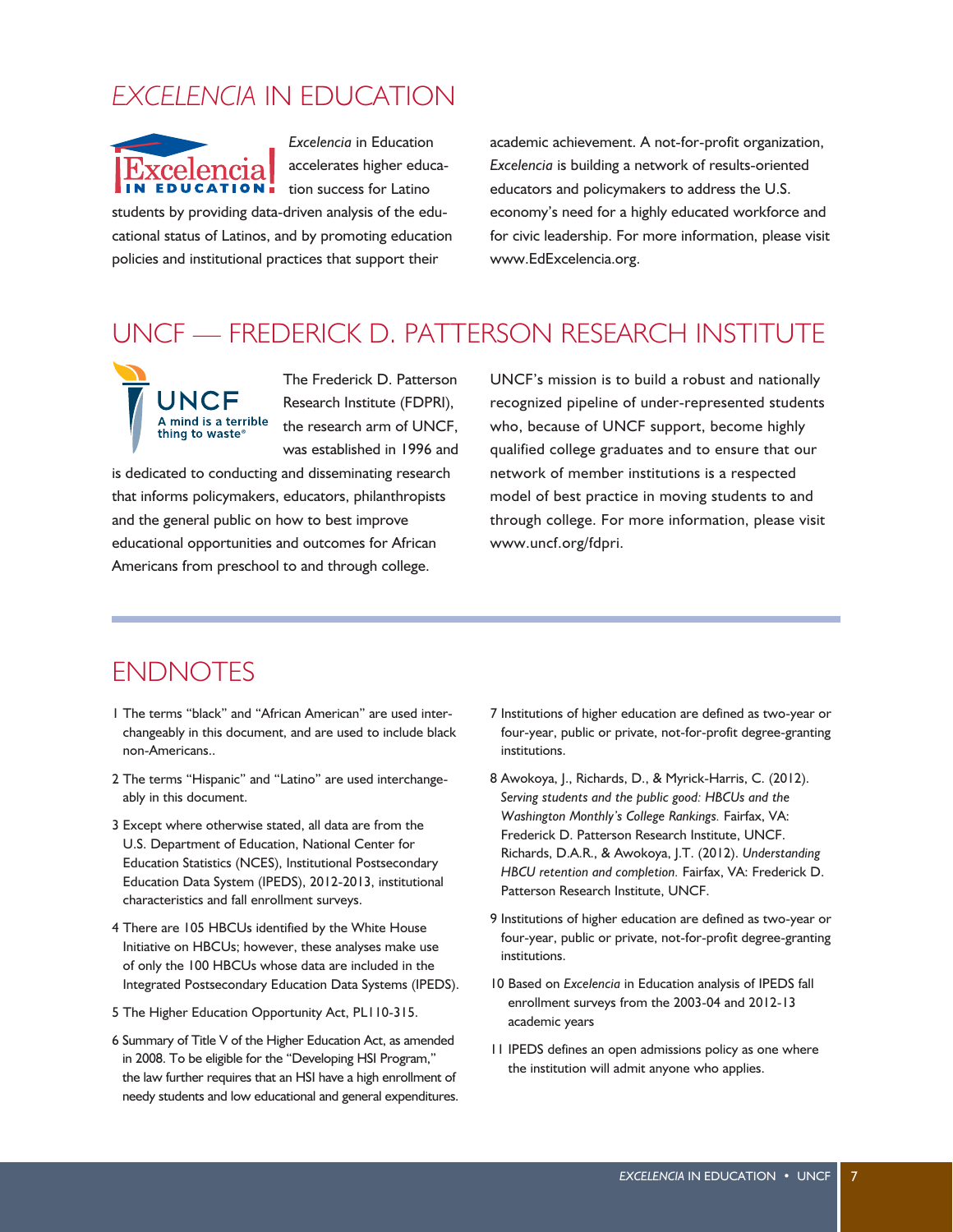## *EXCELENCIA* IN EDUCATION

*Excelencia* in Education accelerates higher education success for Latino students by providing data-driven analysis of the educational status of Latinos, and by promoting education policies and institutional practices that support their academic achievement. A not-for-profit organization, *Excelencia* is building a network of results-oriented educators and policymakers to address the U.S. economy's need for a highly educated workforce and for civic leadership. For more information, please visit www.EdExcelencia.org.

## UNCF — FREDERICK D. PATTERSON RESEARCH INSTITUTE

The Frederick D. Patterson Research Institute (FDPRI), the research arm of UNCF, was established in 1996 and is dedicated to conducting and disseminating research that informs policymakers, educators, philanthropists and the general public on how to best improve educational opportunities and outcomes for African Americans from preschool to and through college.

UNCF's mission is to build a robust and nationally recognized pipeline of under-represented students who, because of UNCF support, become highly qualified college graduates and to ensure that our network of member institutions is a respected model of best practice in moving students to and through college. For more information, please visit www.uncf.org/fdpri.

## ENDNOTES

1 The terms "black" and "African American" are used interchangeably in this document, and are used to include black non-Americans..

2 The terms "Hispanic" and "Latino" are used interchangeably in this document.

3 Except where otherwise stated, all data are from the U.S. Department of Education, National Center for Education Statistics (NCES), Institutional Postsecondary Education Data System (IPEDS), 2012-2013, institutional characteristics and fall enrollment surveys.

4 There are 105 HBCUs identified by the White House Initiative on HBCUs; however, these analyses make use of only the 100 HBCUs whose data are included in the Integrated Postsecondary Education Data Systems (IPEDS).

5 The Higher Education Opportunity Act, PL110-315.

6 Summary of Title V of the Higher Education Act, as amended in 2008. To be eligible for the "Developing HSI Program," the law further requires that an HSI have a high enrollment of needy students and low educational and general expenditures.

7 Institutions of higher education are defined as two-year or four-year, public or private, not-for-profit degree-granting institutions.

8 Awokoya, J., Richards, D., & Myrick-Harris, C. (2012). *Serving students and the public good: HBCUs and the Washington Monthly's College Rankings.* Fairfax, VA: Frederick D. Patterson Research Institute, UNCF. Richards, D.A.R., & Awokoya, J.T. (2012). *Understanding HBCU retention and completion.* Fairfax, VA: Frederick D. Patterson Research Institute, UNCF.

9 Institutions of higher education are defined as two-year or four-year, public or private, not-for-profit degree-granting institutions.

10 Based on *Excelencia* in Education analysis of IPEDS fall enrollment surveys from the 2003-04 and 2012-13 academic years

11 IPEDS defines an open admissions policy as one where the institution will admit anyone who applies.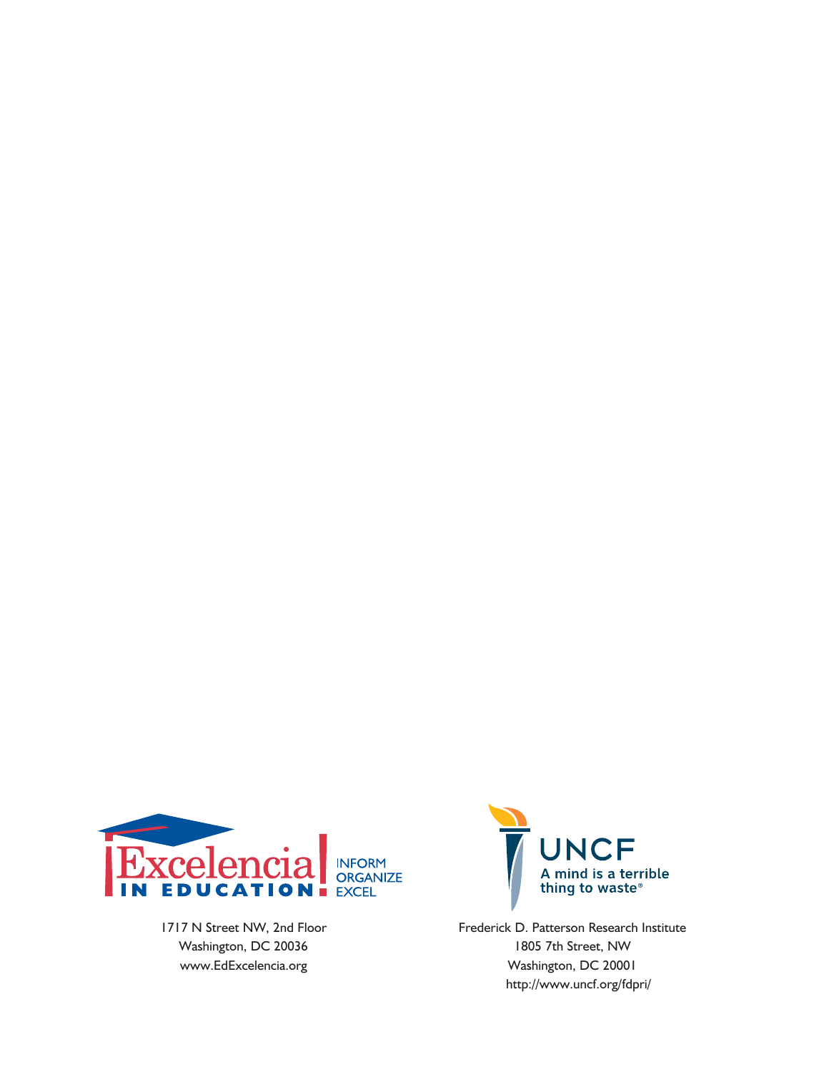¡Excelencia! IN EDUCATION

INFORM
ORGANIZE
EXCEL

1717 N Street NW, 2nd Floor
Washington, DC 20036
www.EdExcelencia.org

UNCF
A mind is a terrible thing to waste®

Frederick D. Patterson Research Institute
1805 7th Street, NW
Washington, DC 20001
http://www.uncf.org/fdpri/